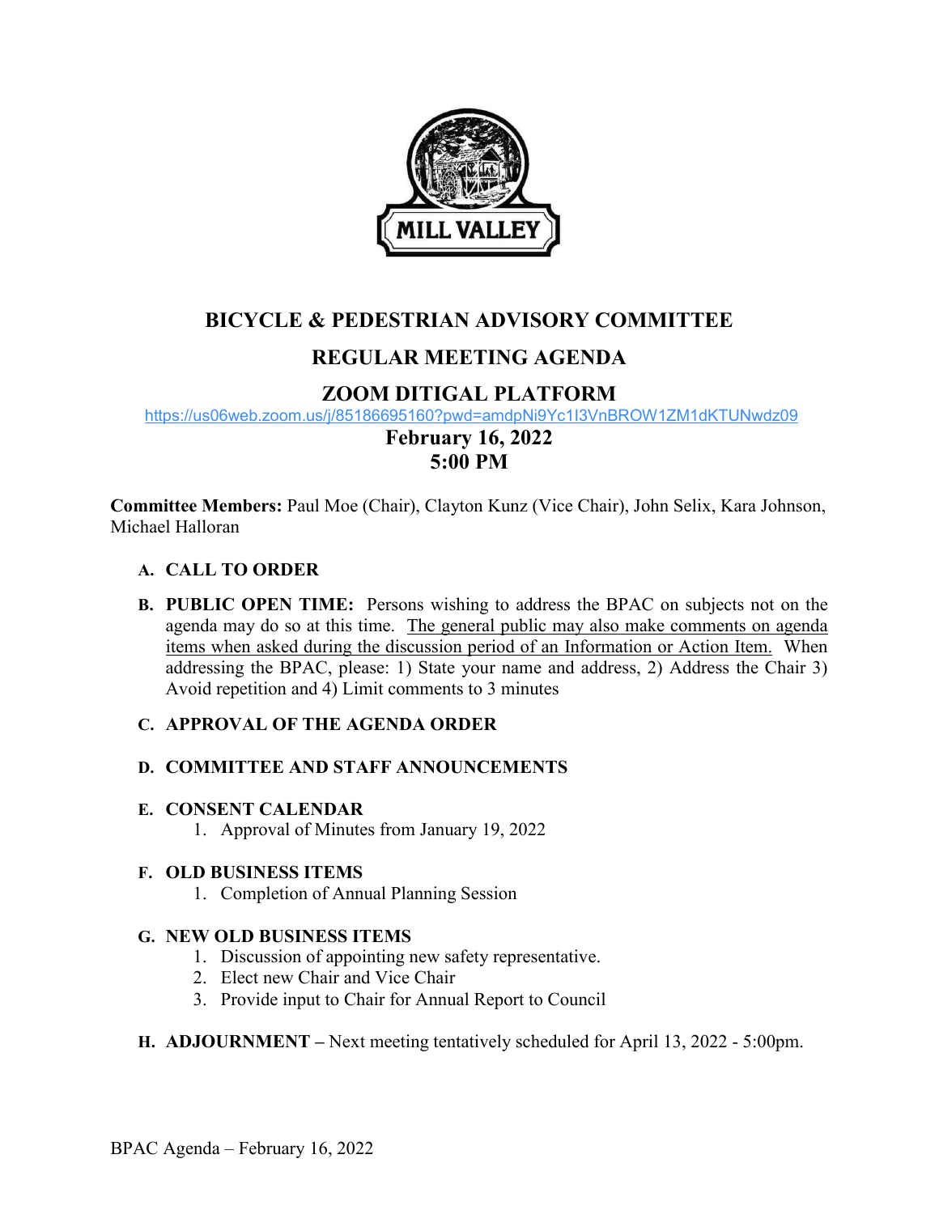# BICYCLE & PEDESTRIAN ADVISORY COMMITTEE

## REGULAR MEETING AGENDA

## ZOOM DITIGAL PLATFORM

https://us06web.zoom.us/j/85186695160?pwd=amdpNi9Yc1I3VnBROW1ZM1dKTUNwdz09

**February 16, 2022**
**5:00 PM**

**Committee Members:** Paul Moe (Chair), Clayton Kunz (Vice Chair), John Selix, Kara Johnson, Michael Halloran

**A. CALL TO ORDER**

**B. PUBLIC OPEN TIME:** Persons wishing to address the BPAC on subjects not on the agenda may do so at this time. The general public may also make comments on agenda items when asked during the discussion period of an Information or Action Item. When addressing the BPAC, please: 1) State your name and address, 2) Address the Chair 3) Avoid repetition and 4) Limit comments to 3 minutes

**C. APPROVAL OF THE AGENDA ORDER**

**D. COMMITTEE AND STAFF ANNOUNCEMENTS**

**E. CONSENT CALENDAR**

1. Approval of Minutes from January 19, 2022

**F. OLD BUSINESS ITEMS**

1. Completion of Annual Planning Session

**G. NEW OLD BUSINESS ITEMS**

1. Discussion of appointing new safety representative.
2. Elect new Chair and Vice Chair
3. Provide input to Chair for Annual Report to Council

**H. ADJOURNMENT –** Next meeting tentatively scheduled for April 13, 2022 - 5:00pm.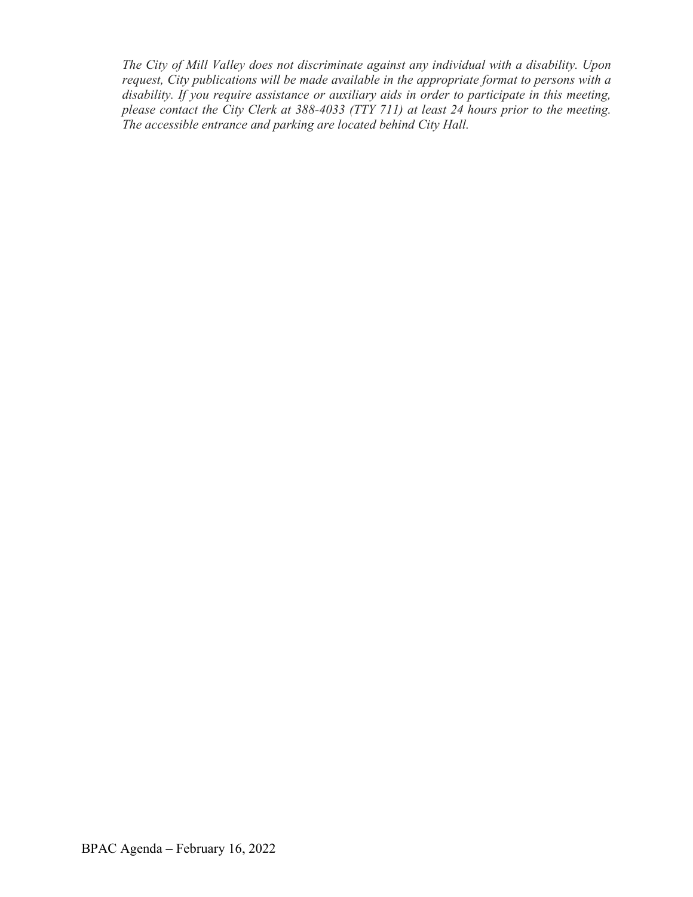*The City of Mill Valley does not discriminate against any individual with a disability. Upon request, City publications will be made available in the appropriate format to persons with a disability. If you require assistance or auxiliary aids in order to participate in this meeting, please contact the City Clerk at 388-4033 (TTY 711) at least 24 hours prior to the meeting. The accessible entrance and parking are located behind City Hall.*